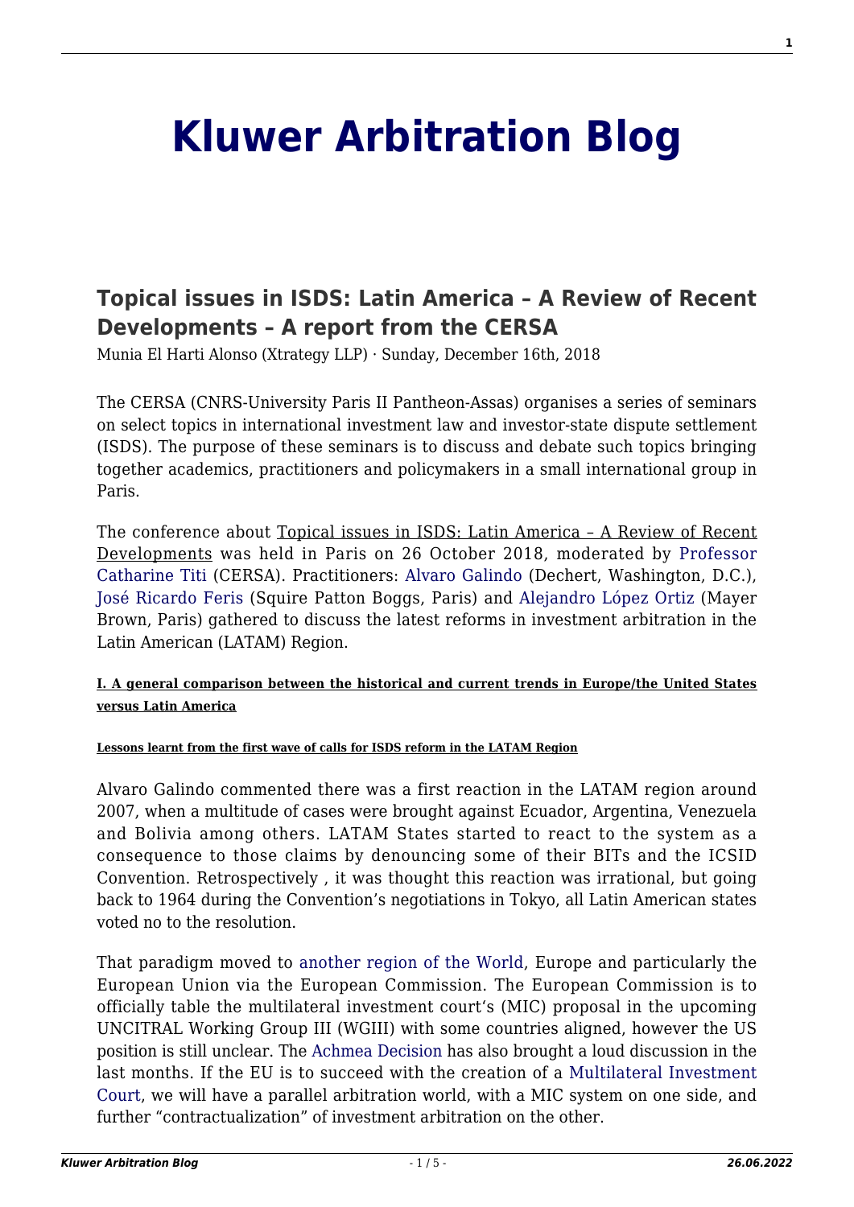# Kluwer Arbitration Blog

## Topical issues in ISDS: Latin America – A Review of Recent Developments – A report from the CERSA

Munia El Harti Alonso (Xtrategy LLP) · Sunday, December 16th, 2018

The CERSA (CNRS-University Paris II Pantheon-Assas) organises a series of seminars on select topics in international investment law and investor-state dispute settlement (ISDS). The purpose of these seminars is to discuss and debate such topics bringing together academics, practitioners and policymakers in a small international group in Paris.

The conference about Topical issues in ISDS: Latin America – A Review of Recent Developments was held in Paris on 26 October 2018, moderated by Professor Catharine Titi (CERSA). Practitioners: Alvaro Galindo (Dechert, Washington, D.C.), José Ricardo Feris (Squire Patton Boggs, Paris) and Alejandro López Ortiz (Mayer Brown, Paris) gathered to discuss the latest reforms in investment arbitration in the Latin American (LATAM) Region.

#### I. A general comparison between the historical and current trends in Europe/the United States versus Latin America

##### Lessons learnt from the first wave of calls for ISDS reform in the LATAM Region

Alvaro Galindo commented there was a first reaction in the LATAM region around 2007, when a multitude of cases were brought against Ecuador, Argentina, Venezuela and Bolivia among others. LATAM States started to react to the system as a consequence to those claims by denouncing some of their BITs and the ICSID Convention. Retrospectively , it was thought this reaction was irrational, but going back to 1964 during the Convention's negotiations in Tokyo, all Latin American states voted no to the resolution.

That paradigm moved to another region of the World, Europe and particularly the European Union via the European Commission. The European Commission is to officially table the multilateral investment court's (MIC) proposal in the upcoming UNCITRAL Working Group III (WGIII) with some countries aligned, however the US position is still unclear. The Achmea Decision has also brought a loud discussion in the last months. If the EU is to succeed with the creation of a Multilateral Investment Court, we will have a parallel arbitration world, with a MIC system on one side, and further "contractualization" of investment arbitration on the other.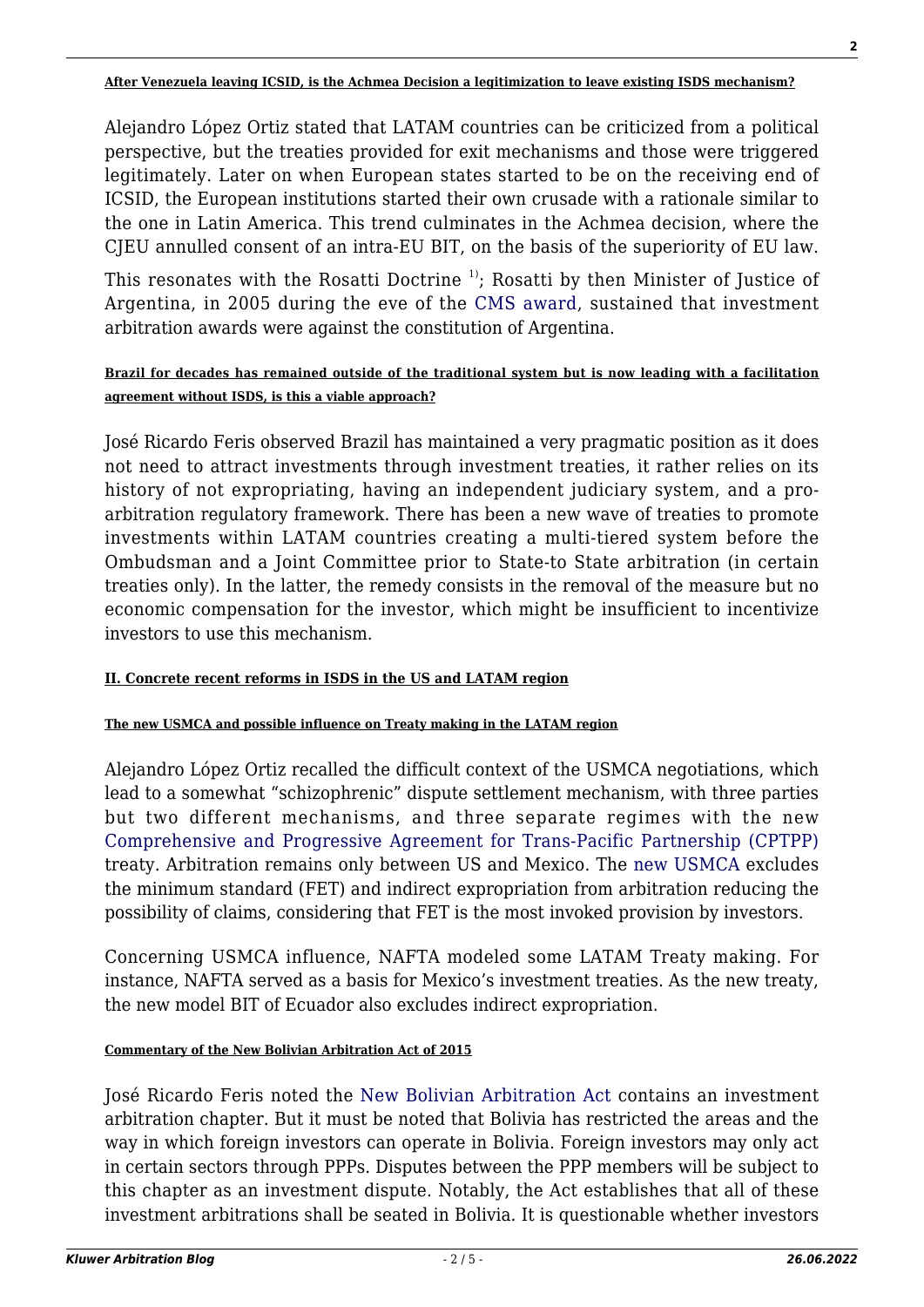#### After Venezuela leaving ICSID, is the Achmea Decision a legitimization to leave existing ISDS mechanism?

Alejandro López Ortiz stated that LATAM countries can be criticized from a political perspective, but the treaties provided for exit mechanisms and those were triggered legitimately. Later on when European states started to be on the receiving end of ICSID, the European institutions started their own crusade with a rationale similar to the one in Latin America. This trend culminates in the Achmea decision, where the CJEU annulled consent of an intra-EU BIT, on the basis of the superiority of EU law.

This resonates with the Rosatti Doctrine [1)]; Rosatti by then Minister of Justice of Argentina, in 2005 during the eve of the CMS award, sustained that investment arbitration awards were against the constitution of Argentina.

#### Brazil for decades has remained outside of the traditional system but is now leading with a facilitation agreement without ISDS, is this a viable approach?

José Ricardo Feris observed Brazil has maintained a very pragmatic position as it does not need to attract investments through investment treaties, it rather relies on its history of not expropriating, having an independent judiciary system, and a pro-arbitration regulatory framework. There has been a new wave of treaties to promote investments within LATAM countries creating a multi-tiered system before the Ombudsman and a Joint Committee prior to State-to State arbitration (in certain treaties only). In the latter, the remedy consists in the removal of the measure but no economic compensation for the investor, which might be insufficient to incentivize investors to use this mechanism.

### II. Concrete recent reforms in ISDS in the US and LATAM region

#### The new USMCA and possible influence on Treaty making in the LATAM region

Alejandro López Ortiz recalled the difficult context of the USMCA negotiations, which lead to a somewhat "schizophrenic" dispute settlement mechanism, with three parties but two different mechanisms, and three separate regimes with the new Comprehensive and Progressive Agreement for Trans-Pacific Partnership (CPTPP) treaty. Arbitration remains only between US and Mexico. The new USMCA excludes the minimum standard (FET) and indirect expropriation from arbitration reducing the possibility of claims, considering that FET is the most invoked provision by investors.

Concerning USMCA influence, NAFTA modeled some LATAM Treaty making. For instance, NAFTA served as a basis for Mexico's investment treaties. As the new treaty, the new model BIT of Ecuador also excludes indirect expropriation.

#### Commentary of the New Bolivian Arbitration Act of 2015

José Ricardo Feris noted the New Bolivian Arbitration Act contains an investment arbitration chapter. But it must be noted that Bolivia has restricted the areas and the way in which foreign investors can operate in Bolivia. Foreign investors may only act in certain sectors through PPPs. Disputes between the PPP members will be subject to this chapter as an investment dispute. Notably, the Act establishes that all of these investment arbitrations shall be seated in Bolivia. It is questionable whether investors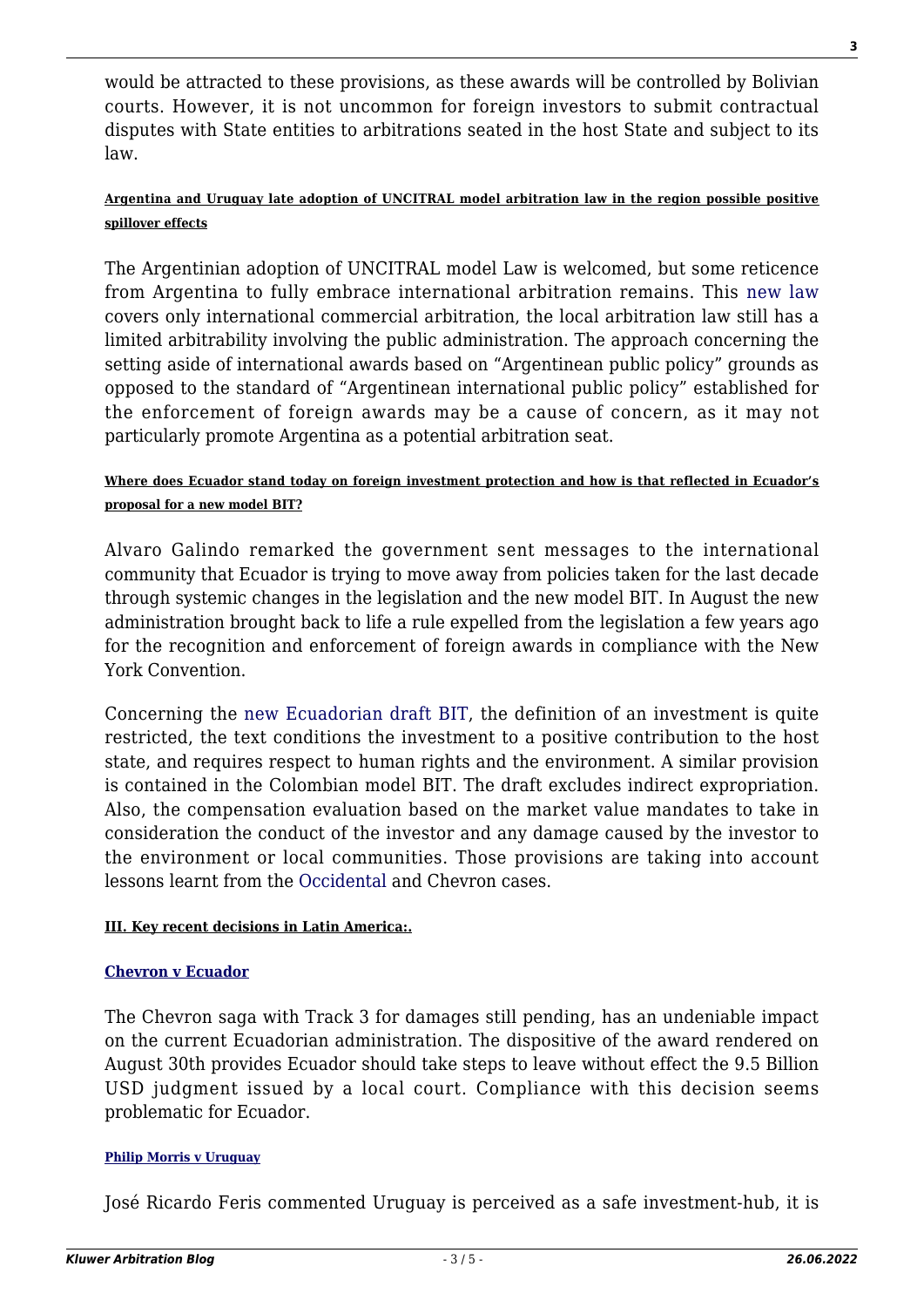would be attracted to these provisions, as these awards will be controlled by Bolivian courts. However, it is not uncommon for foreign investors to submit contractual disputes with State entities to arbitrations seated in the host State and subject to its law.

**Argentina and Uruguay late adoption of UNCITRAL model arbitration law in the region possible positive spillover effects**

The Argentinian adoption of UNCITRAL model Law is welcomed, but some reticence from Argentina to fully embrace international arbitration remains. This new law covers only international commercial arbitration, the local arbitration law still has a limited arbitrability involving the public administration. The approach concerning the setting aside of international awards based on "Argentinean public policy" grounds as opposed to the standard of "Argentinean international public policy" established for the enforcement of foreign awards may be a cause of concern, as it may not particularly promote Argentina as a potential arbitration seat.

**Where does Ecuador stand today on foreign investment protection and how is that reflected in Ecuador's proposal for a new model BIT?**

Alvaro Galindo remarked the government sent messages to the international community that Ecuador is trying to move away from policies taken for the last decade through systemic changes in the legislation and the new model BIT. In August the new administration brought back to life a rule expelled from the legislation a few years ago for the recognition and enforcement of foreign awards in compliance with the New York Convention.

Concerning the new Ecuadorian draft BIT, the definition of an investment is quite restricted, the text conditions the investment to a positive contribution to the host state, and requires respect to human rights and the environment. A similar provision is contained in the Colombian model BIT. The draft excludes indirect expropriation. Also, the compensation evaluation based on the market value mandates to take in consideration the conduct of the investor and any damage caused by the investor to the environment or local communities. Those provisions are taking into account lessons learnt from the Occidental and Chevron cases.

**III. Key recent decisions in Latin America:.**

**Chevron v Ecuador**

The Chevron saga with Track 3 for damages still pending, has an undeniable impact on the current Ecuadorian administration. The dispositive of the award rendered on August 30th provides Ecuador should take steps to leave without effect the 9.5 Billion USD judgment issued by a local court. Compliance with this decision seems problematic for Ecuador.

**Philip Morris v Uruguay**

José Ricardo Feris commented Uruguay is perceived as a safe investment-hub, it is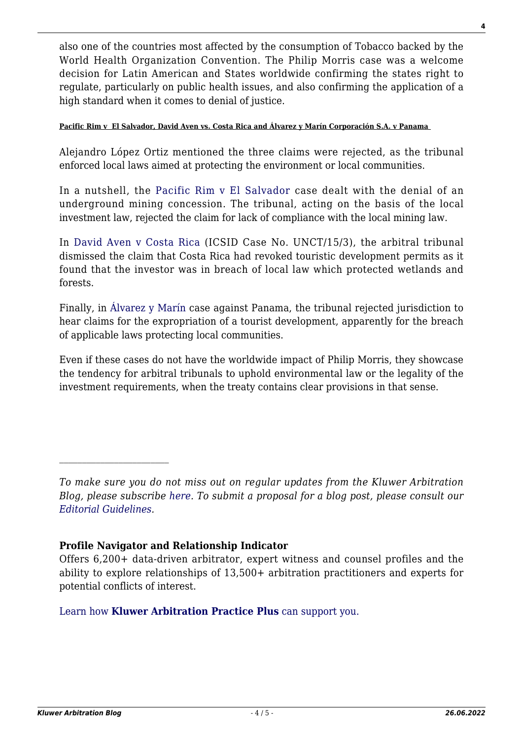also one of the countries most affected by the consumption of Tobacco backed by the World Health Organization Convention. The Philip Morris case was a welcome decision for Latin American and States worldwide confirming the states right to regulate, particularly on public health issues, and also confirming the application of a high standard when it comes to denial of justice.

#### Pacific Rim v El Salvador, David Aven vs. Costa Rica and Álvarez y Marín Corporación S.A. v Panama

Alejandro López Ortiz mentioned the three claims were rejected, as the tribunal enforced local laws aimed at protecting the environment or local communities.

In a nutshell, the Pacific Rim v El Salvador case dealt with the denial of an underground mining concession. The tribunal, acting on the basis of the local investment law, rejected the claim for lack of compliance with the local mining law.

In David Aven v Costa Rica (ICSID Case No. UNCT/15/3), the arbitral tribunal dismissed the claim that Costa Rica had revoked touristic development permits as it found that the investor was in breach of local law which protected wetlands and forests.

Finally, in Álvarez y Marín case against Panama, the tribunal rejected jurisdiction to hear claims for the expropriation of a tourist development, apparently for the breach of applicable laws protecting local communities.

Even if these cases do not have the worldwide impact of Philip Morris, they showcase the tendency for arbitral tribunals to uphold environmental law or the legality of the investment requirements, when the treaty contains clear provisions in that sense.

---

*To make sure you do not miss out on regular updates from the Kluwer Arbitration Blog, please subscribe here. To submit a proposal for a blog post, please consult our Editorial Guidelines.*

**Profile Navigator and Relationship Indicator**

Offers 6,200+ data-driven arbitrator, expert witness and counsel profiles and the ability to explore relationships of 13,500+ arbitration practitioners and experts for potential conflicts of interest.

Learn how **Kluwer Arbitration Practice Plus** can support you.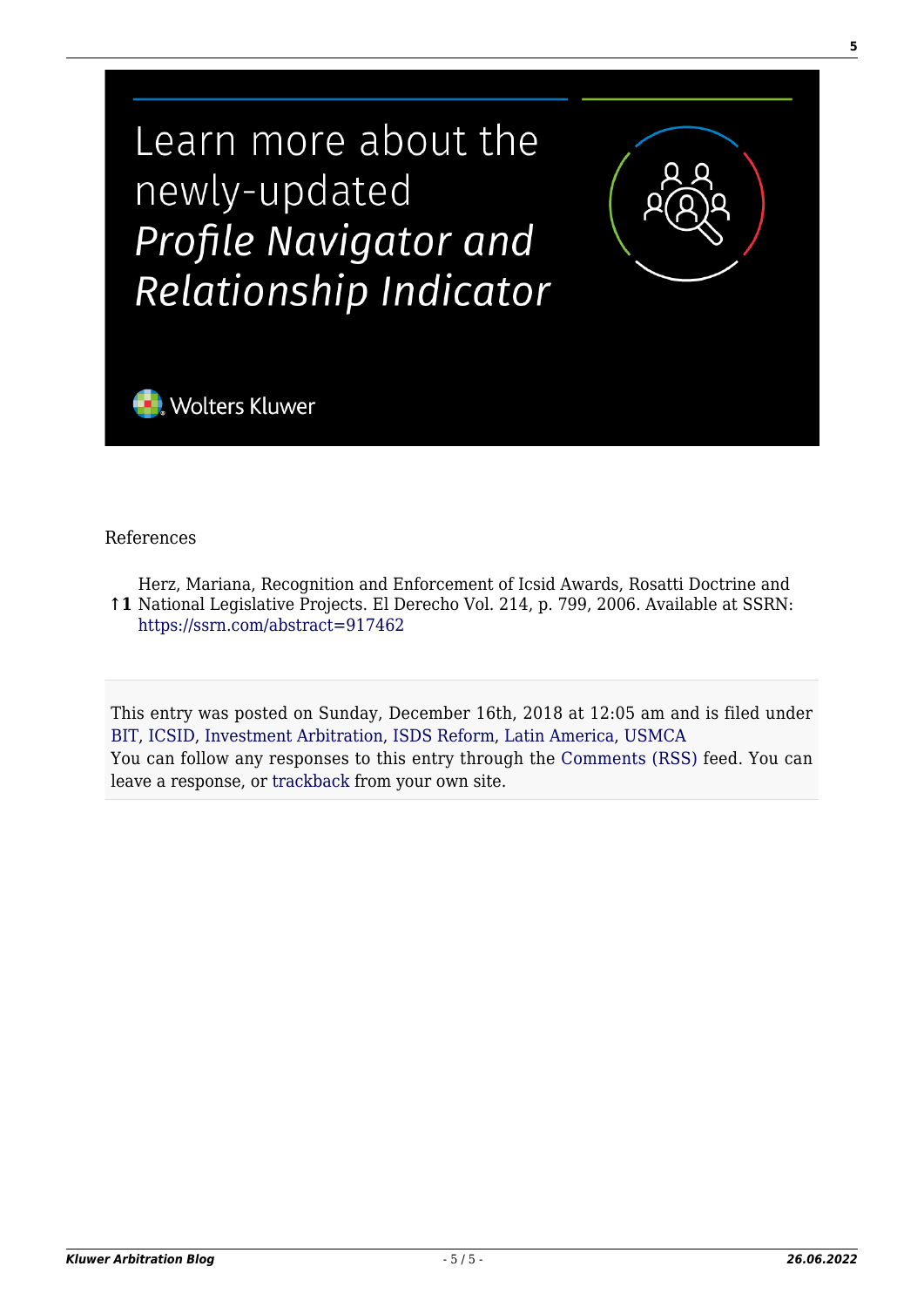Learn more about the newly-updated *Profile Navigator and Relationship Indicator*

Wolters Kluwer

References

↑1 Herz, Mariana, Recognition and Enforcement of Icsid Awards, Rosatti Doctrine and National Legislative Projects. El Derecho Vol. 214, p. 799, 2006. Available at SSRN: https://ssrn.com/abstract=917462

This entry was posted on Sunday, December 16th, 2018 at 12:05 am and is filed under BIT, ICSID, Investment Arbitration, ISDS Reform, Latin America, USMCA
You can follow any responses to this entry through the Comments (RSS) feed. You can leave a response, or trackback from your own site.